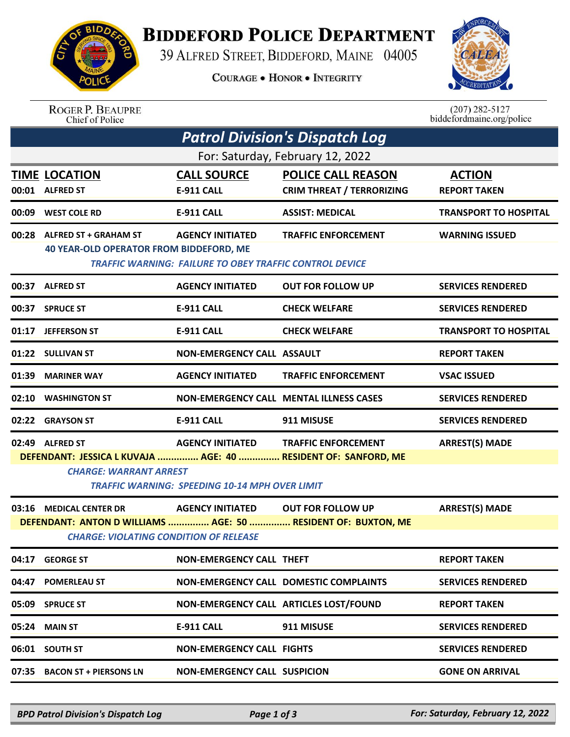# Biddeford Police Department

39 Alfred Street, Biddeford, Maine 04005

Courage • Honor • Integrity

Roger P. Beaupre
Chief of Police

(207) 282-5127
biddefordmaine.org/police

## *Patrol Division's Dispatch Log*

For: Saturday, February 12, 2022

| TIME | LOCATION | CALL SOURCE | POLICE CALL REASON | ACTION |
|---|---|---|---|---|
| 00:01 | ALFRED ST | E-911 CALL | CRIM THREAT / TERRORIZING | REPORT TAKEN |
| 00:09 | WEST COLE RD | E-911 CALL | ASSIST: MEDICAL | TRANSPORT TO HOSPITAL |
| 00:28 | ALFRED ST + GRAHAM ST | AGENCY INITIATED | TRAFFIC ENFORCEMENT | WARNING ISSUED |
| | 40 YEAR-OLD OPERATOR FROM BIDDEFORD, ME<br>*TRAFFIC WARNING: FAILURE TO OBEY TRAFFIC CONTROL DEVICE* | | | |
| 00:37 | ALFRED ST | AGENCY INITIATED | OUT FOR FOLLOW UP | SERVICES RENDERED |
| 00:37 | SPRUCE ST | E-911 CALL | CHECK WELFARE | SERVICES RENDERED |
| 01:17 | JEFFERSON ST | E-911 CALL | CHECK WELFARE | TRANSPORT TO HOSPITAL |
| 01:22 | SULLIVAN ST | NON-EMERGENCY CALL | ASSAULT | REPORT TAKEN |
| 01:39 | MARINER WAY | AGENCY INITIATED | TRAFFIC ENFORCEMENT | VSAC ISSUED |
| 02:10 | WASHINGTON ST | NON-EMERGENCY CALL | MENTAL ILLNESS CASES | SERVICES RENDERED |
| 02:22 | GRAYSON ST | E-911 CALL | 911 MISUSE | SERVICES RENDERED |
| 02:49 | ALFRED ST | AGENCY INITIATED | TRAFFIC ENFORCEMENT | ARREST(S) MADE |
| | DEFENDANT: JESSICA L KUVAJA ............... AGE: 40 ............... RESIDENT OF: SANFORD, ME<br>*CHARGE: WARRANT ARREST*<br>*TRAFFIC WARNING: SPEEDING 10-14 MPH OVER LIMIT* | | | |
| 03:16 | MEDICAL CENTER DR | AGENCY INITIATED | OUT FOR FOLLOW UP | ARREST(S) MADE |
| | DEFENDANT: ANTON D WILLIAMS ............... AGE: 50 ............... RESIDENT OF: BUXTON, ME<br>*CHARGE: VIOLATING CONDITION OF RELEASE* | | | |
| 04:17 | GEORGE ST | NON-EMERGENCY CALL | THEFT | REPORT TAKEN |
| 04:47 | POMERLEAU ST | NON-EMERGENCY CALL | DOMESTIC COMPLAINTS | SERVICES RENDERED |
| 05:09 | SPRUCE ST | NON-EMERGENCY CALL | ARTICLES LOST/FOUND | REPORT TAKEN |
| 05:24 | MAIN ST | E-911 CALL | 911 MISUSE | SERVICES RENDERED |
| 06:01 | SOUTH ST | NON-EMERGENCY CALL | FIGHTS | SERVICES RENDERED |
| 07:35 | BACON ST + PIERSONS LN | NON-EMERGENCY CALL | SUSPICION | GONE ON ARRIVAL |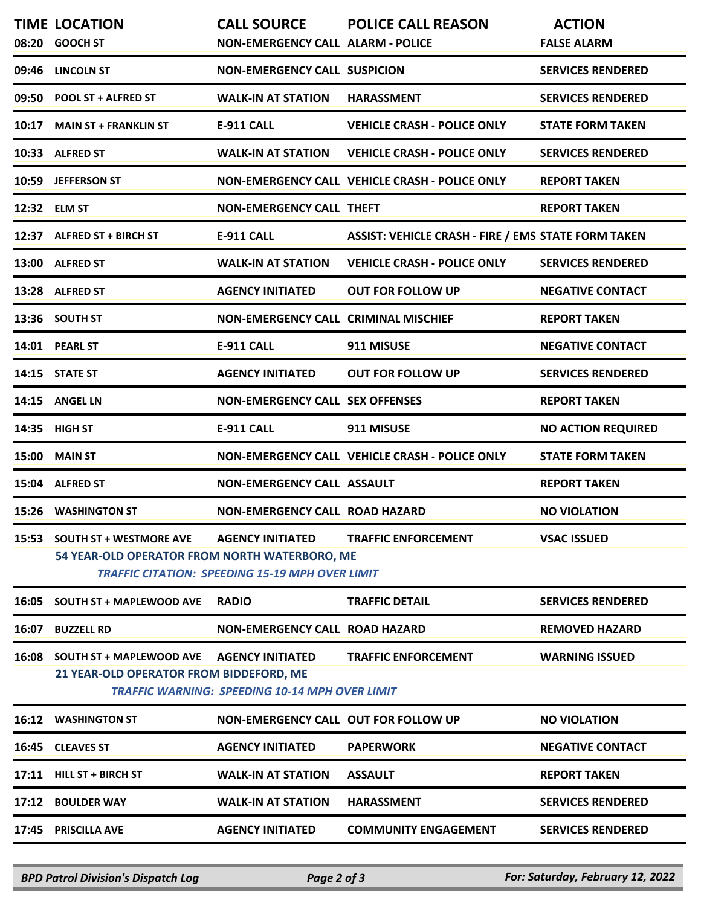| TIME | LOCATION | CALL SOURCE | POLICE CALL REASON | ACTION |
|---|---|---|---|---|
| 08:20 | GOOCH ST | NON-EMERGENCY CALL | ALARM - POLICE | FALSE ALARM |
| 09:46 | LINCOLN ST | NON-EMERGENCY CALL | SUSPICION | SERVICES RENDERED |
| 09:50 | POOL ST + ALFRED ST | WALK-IN AT STATION | HARASSMENT | SERVICES RENDERED |
| 10:17 | MAIN ST + FRANKLIN ST | E-911 CALL | VEHICLE CRASH - POLICE ONLY | STATE FORM TAKEN |
| 10:33 | ALFRED ST | WALK-IN AT STATION | VEHICLE CRASH - POLICE ONLY | SERVICES RENDERED |
| 10:59 | JEFFERSON ST | NON-EMERGENCY CALL | VEHICLE CRASH - POLICE ONLY | REPORT TAKEN |
| 12:32 | ELM ST | NON-EMERGENCY CALL | THEFT | REPORT TAKEN |
| 12:37 | ALFRED ST + BIRCH ST | E-911 CALL | ASSIST: VEHICLE CRASH - FIRE / EMS | STATE FORM TAKEN |
| 13:00 | ALFRED ST | WALK-IN AT STATION | VEHICLE CRASH - POLICE ONLY | SERVICES RENDERED |
| 13:28 | ALFRED ST | AGENCY INITIATED | OUT FOR FOLLOW UP | NEGATIVE CONTACT |
| 13:36 | SOUTH ST | NON-EMERGENCY CALL | CRIMINAL MISCHIEF | REPORT TAKEN |
| 14:01 | PEARL ST | E-911 CALL | 911 MISUSE | NEGATIVE CONTACT |
| 14:15 | STATE ST | AGENCY INITIATED | OUT FOR FOLLOW UP | SERVICES RENDERED |
| 14:15 | ANGEL LN | NON-EMERGENCY CALL | SEX OFFENSES | REPORT TAKEN |
| 14:35 | HIGH ST | E-911 CALL | 911 MISUSE | NO ACTION REQUIRED |
| 15:00 | MAIN ST | NON-EMERGENCY CALL | VEHICLE CRASH - POLICE ONLY | STATE FORM TAKEN |
| 15:04 | ALFRED ST | NON-EMERGENCY CALL | ASSAULT | REPORT TAKEN |
| 15:26 | WASHINGTON ST | NON-EMERGENCY CALL | ROAD HAZARD | NO VIOLATION |
| 15:53 | SOUTH ST + WESTMORE AVE | AGENCY INITIATED | TRAFFIC ENFORCEMENT | VSAC ISSUED |
| | 54 YEAR-OLD OPERATOR FROM NORTH WATERBORO, ME<br>*TRAFFIC CITATION: SPEEDING 15-19 MPH OVER LIMIT* | | | |
| 16:05 | SOUTH ST + MAPLEWOOD AVE | RADIO | TRAFFIC DETAIL | SERVICES RENDERED |
| 16:07 | BUZZELL RD | NON-EMERGENCY CALL | ROAD HAZARD | REMOVED HAZARD |
| 16:08 | SOUTH ST + MAPLEWOOD AVE | AGENCY INITIATED | TRAFFIC ENFORCEMENT | WARNING ISSUED |
| | 21 YEAR-OLD OPERATOR FROM BIDDEFORD, ME<br>*TRAFFIC WARNING: SPEEDING 10-14 MPH OVER LIMIT* | | | |
| 16:12 | WASHINGTON ST | NON-EMERGENCY CALL | OUT FOR FOLLOW UP | NO VIOLATION |
| 16:45 | CLEAVES ST | AGENCY INITIATED | PAPERWORK | NEGATIVE CONTACT |
| 17:11 | HILL ST + BIRCH ST | WALK-IN AT STATION | ASSAULT | REPORT TAKEN |
| 17:12 | BOULDER WAY | WALK-IN AT STATION | HARASSMENT | SERVICES RENDERED |
| 17:45 | PRISCILLA AVE | AGENCY INITIATED | COMMUNITY ENGAGEMENT | SERVICES RENDERED |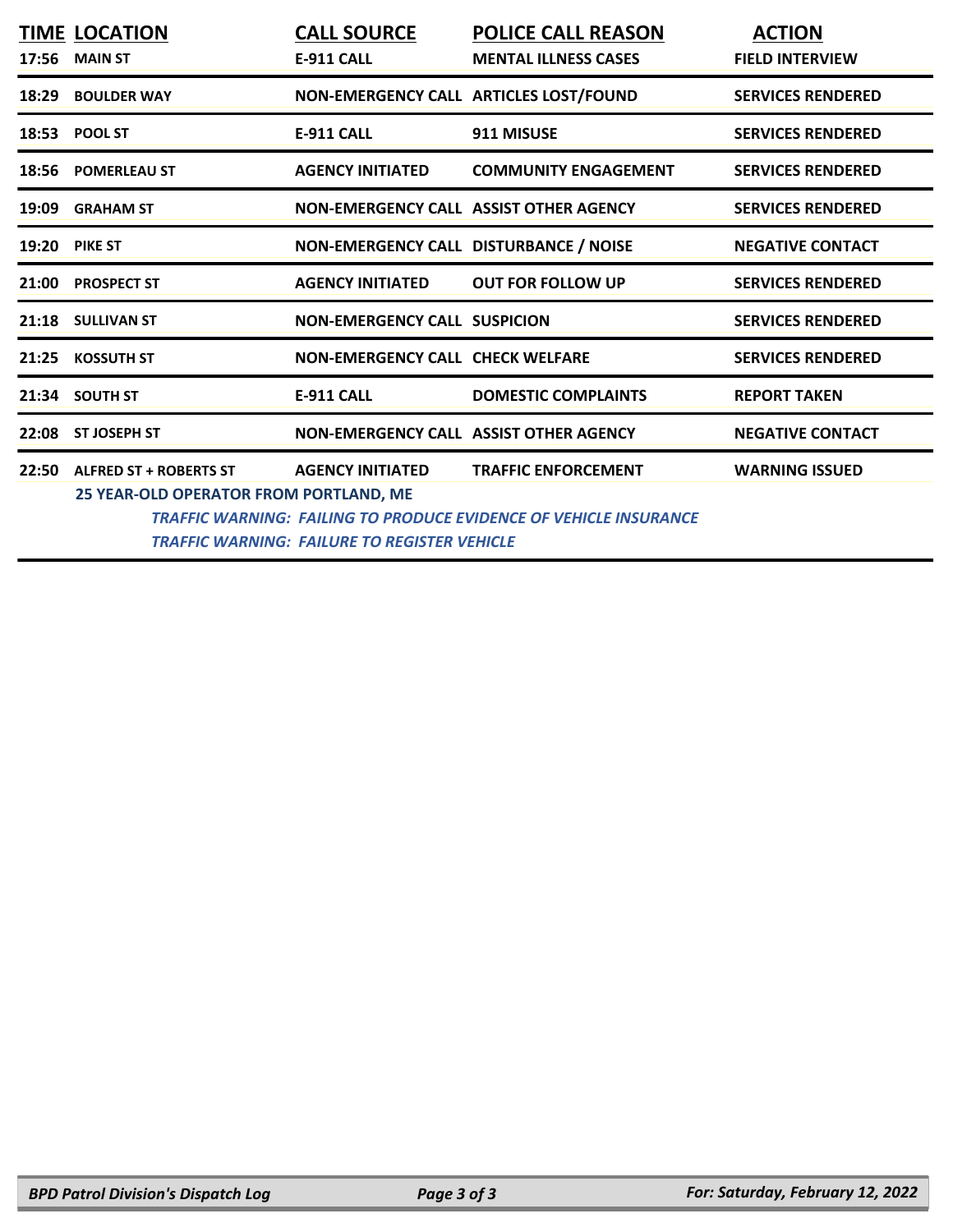| TIME | LOCATION | CALL SOURCE | POLICE CALL REASON | ACTION |
|---|---|---|---|---|
| 17:56 | MAIN ST | E-911 CALL | MENTAL ILLNESS CASES | FIELD INTERVIEW |
| 18:29 | BOULDER WAY | NON-EMERGENCY CALL | ARTICLES LOST/FOUND | SERVICES RENDERED |
| 18:53 | POOL ST | E-911 CALL | 911 MISUSE | SERVICES RENDERED |
| 18:56 | POMERLEAU ST | AGENCY INITIATED | COMMUNITY ENGAGEMENT | SERVICES RENDERED |
| 19:09 | GRAHAM ST | NON-EMERGENCY CALL | ASSIST OTHER AGENCY | SERVICES RENDERED |
| 19:20 | PIKE ST | NON-EMERGENCY CALL | DISTURBANCE / NOISE | NEGATIVE CONTACT |
| 21:00 | PROSPECT ST | AGENCY INITIATED | OUT FOR FOLLOW UP | SERVICES RENDERED |
| 21:18 | SULLIVAN ST | NON-EMERGENCY CALL | SUSPICION | SERVICES RENDERED |
| 21:25 | KOSSUTH ST | NON-EMERGENCY CALL | CHECK WELFARE | SERVICES RENDERED |
| 21:34 | SOUTH ST | E-911 CALL | DOMESTIC COMPLAINTS | REPORT TAKEN |
| 22:08 | ST JOSEPH ST | NON-EMERGENCY CALL | ASSIST OTHER AGENCY | NEGATIVE CONTACT |
| 22:50 | ALFRED ST + ROBERTS ST | AGENCY INITIATED | TRAFFIC ENFORCEMENT | WARNING ISSUED |

**25 YEAR-OLD OPERATOR FROM PORTLAND, ME**

*TRAFFIC WARNING: FAILING TO PRODUCE EVIDENCE OF VEHICLE INSURANCE*

*TRAFFIC WARNING: FAILURE TO REGISTER VEHICLE*